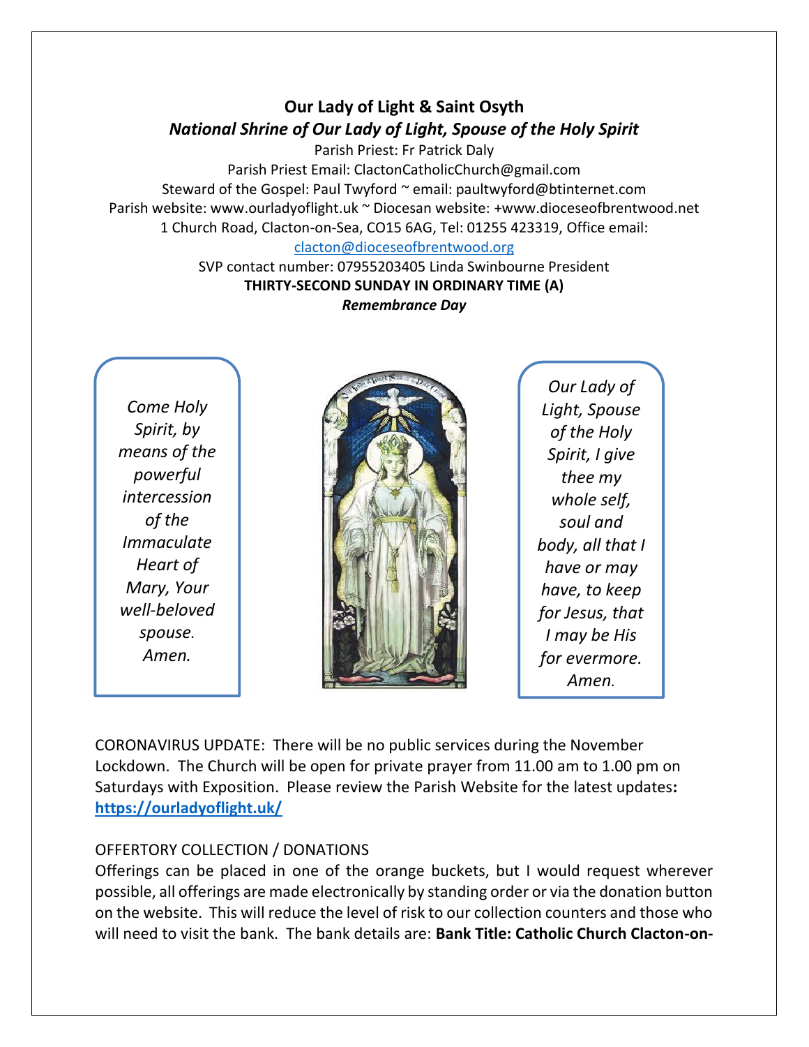# Our Lady of Light & Saint Osyth

## *National Shrine of Our Lady of Light, Spouse of the Holy Spirit*

Parish Priest: Fr Patrick Daly

Parish Priest Email: ClactonCatholicChurch@gmail.com

Steward of the Gospel: Paul Twyford ~ email: paultwyford@btinternet.com

Parish website: www.ourladyoflight.uk ~ Diocesan website: +www.dioceseofbrentwood.net

1 Church Road, Clacton-on-Sea, CO15 6AG, Tel: 01255 423319, Office email: clacton@dioceseofbrentwood.org

SVP contact number: 07955203405 Linda Swinbourne President

**THIRTY-SECOND SUNDAY IN ORDINARY TIME (A)**

***Remembrance Day***

*Come Holy Spirit, by means of the powerful intercession of the Immaculate Heart of Mary, Your well-beloved spouse. Amen.*

*Our Lady of Light, Spouse of the Holy Spirit, I give thee my whole self, soul and body, all that I have or may have, to keep for Jesus, that I may be His for evermore. Amen.*

CORONAVIRUS UPDATE: There will be no public services during the November Lockdown. The Church will be open for private prayer from 11.00 am to 1.00 pm on Saturdays with Exposition. Please review the Parish Website for the latest updates**: https://ourladyoflight.uk/**

OFFERTORY COLLECTION / DONATIONS

Offerings can be placed in one of the orange buckets, but I would request wherever possible, all offerings are made electronically by standing order or via the donation button on the website. This will reduce the level of risk to our collection counters and those who will need to visit the bank. The bank details are: **Bank Title: Catholic Church Clacton-on-**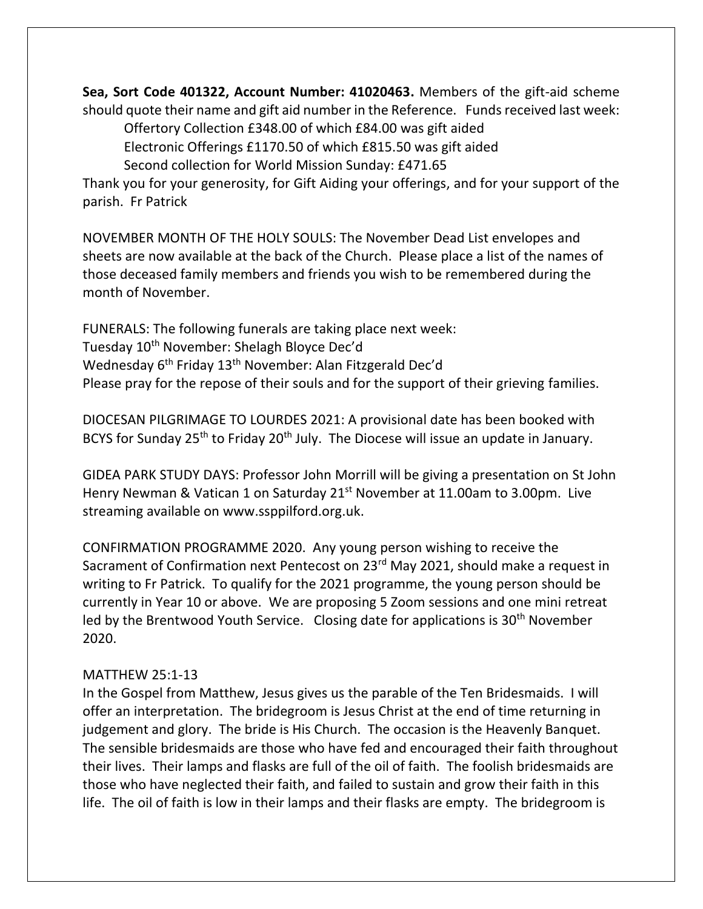**Sea, Sort Code 401322, Account Number: 41020463.** Members of the gift-aid scheme should quote their name and gift aid number in the Reference. Funds received last week:

Offertory Collection £348.00 of which £84.00 was gift aided

Electronic Offerings £1170.50 of which £815.50 was gift aided

Second collection for World Mission Sunday: £471.65

Thank you for your generosity, for Gift Aiding your offerings, and for your support of the parish. Fr Patrick

NOVEMBER MONTH OF THE HOLY SOULS: The November Dead List envelopes and sheets are now available at the back of the Church. Please place a list of the names of those deceased family members and friends you wish to be remembered during the month of November.

FUNERALS: The following funerals are taking place next week:
Tuesday 10th November: Shelagh Bloyce Dec'd
Wednesday 6th Friday 13th November: Alan Fitzgerald Dec'd
Please pray for the repose of their souls and for the support of their grieving families.

DIOCESAN PILGRIMAGE TO LOURDES 2021: A provisional date has been booked with BCYS for Sunday 25th to Friday 20th July. The Diocese will issue an update in January.

GIDEA PARK STUDY DAYS: Professor John Morrill will be giving a presentation on St John Henry Newman & Vatican 1 on Saturday 21st November at 11.00am to 3.00pm. Live streaming available on www.ssppilford.org.uk.

CONFIRMATION PROGRAMME 2020. Any young person wishing to receive the Sacrament of Confirmation next Pentecost on 23rd May 2021, should make a request in writing to Fr Patrick. To qualify for the 2021 programme, the young person should be currently in Year 10 or above. We are proposing 5 Zoom sessions and one mini retreat led by the Brentwood Youth Service. Closing date for applications is 30th November 2020.

MATTHEW 25:1-13

In the Gospel from Matthew, Jesus gives us the parable of the Ten Bridesmaids. I will offer an interpretation. The bridegroom is Jesus Christ at the end of time returning in judgement and glory. The bride is His Church. The occasion is the Heavenly Banquet. The sensible bridesmaids are those who have fed and encouraged their faith throughout their lives. Their lamps and flasks are full of the oil of faith. The foolish bridesmaids are those who have neglected their faith, and failed to sustain and grow their faith in this life. The oil of faith is low in their lamps and their flasks are empty. The bridegroom is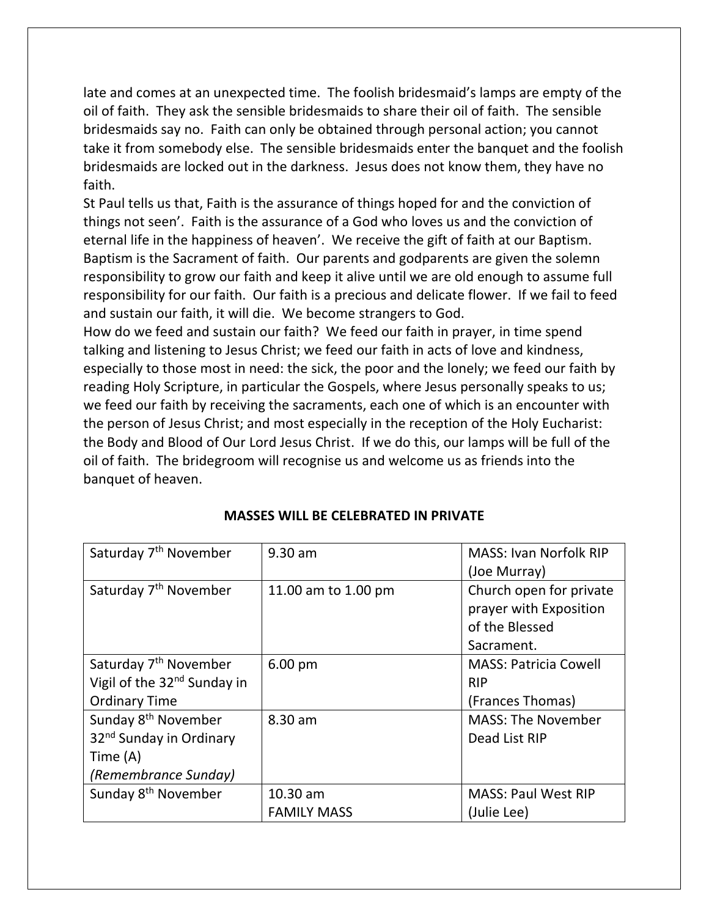late and comes at an unexpected time. The foolish bridesmaid's lamps are empty of the oil of faith. They ask the sensible bridesmaids to share their oil of faith. The sensible bridesmaids say no. Faith can only be obtained through personal action; you cannot take it from somebody else. The sensible bridesmaids enter the banquet and the foolish bridesmaids are locked out in the darkness. Jesus does not know them, they have no faith.

St Paul tells us that, Faith is the assurance of things hoped for and the conviction of things not seen'. Faith is the assurance of a God who loves us and the conviction of eternal life in the happiness of heaven'. We receive the gift of faith at our Baptism. Baptism is the Sacrament of faith. Our parents and godparents are given the solemn responsibility to grow our faith and keep it alive until we are old enough to assume full responsibility for our faith. Our faith is a precious and delicate flower. If we fail to feed and sustain our faith, it will die. We become strangers to God.

How do we feed and sustain our faith? We feed our faith in prayer, in time spend talking and listening to Jesus Christ; we feed our faith in acts of love and kindness, especially to those most in need: the sick, the poor and the lonely; we feed our faith by reading Holy Scripture, in particular the Gospels, where Jesus personally speaks to us; we feed our faith by receiving the sacraments, each one of which is an encounter with the person of Jesus Christ; and most especially in the reception of the Holy Eucharist: the Body and Blood of Our Lord Jesus Christ. If we do this, our lamps will be full of the oil of faith. The bridegroom will recognise us and welcome us as friends into the banquet of heaven.

**MASSES WILL BE CELEBRATED IN PRIVATE**

| | | |
|---|---|---|
| Saturday 7th November | 9.30 am | MASS: Ivan Norfolk RIP (Joe Murray) |
| Saturday 7th November | 11.00 am to 1.00 pm | Church open for private prayer with Exposition of the Blessed Sacrament. |
| Saturday 7th November Vigil of the 32nd Sunday in Ordinary Time | 6.00 pm | MASS: Patricia Cowell RIP (Frances Thomas) |
| Sunday 8th November 32nd Sunday in Ordinary Time (A) *(Remembrance Sunday)* | 8.30 am | MASS: The November Dead List RIP |
| Sunday 8th November | 10.30 am FAMILY MASS | MASS: Paul West RIP (Julie Lee) |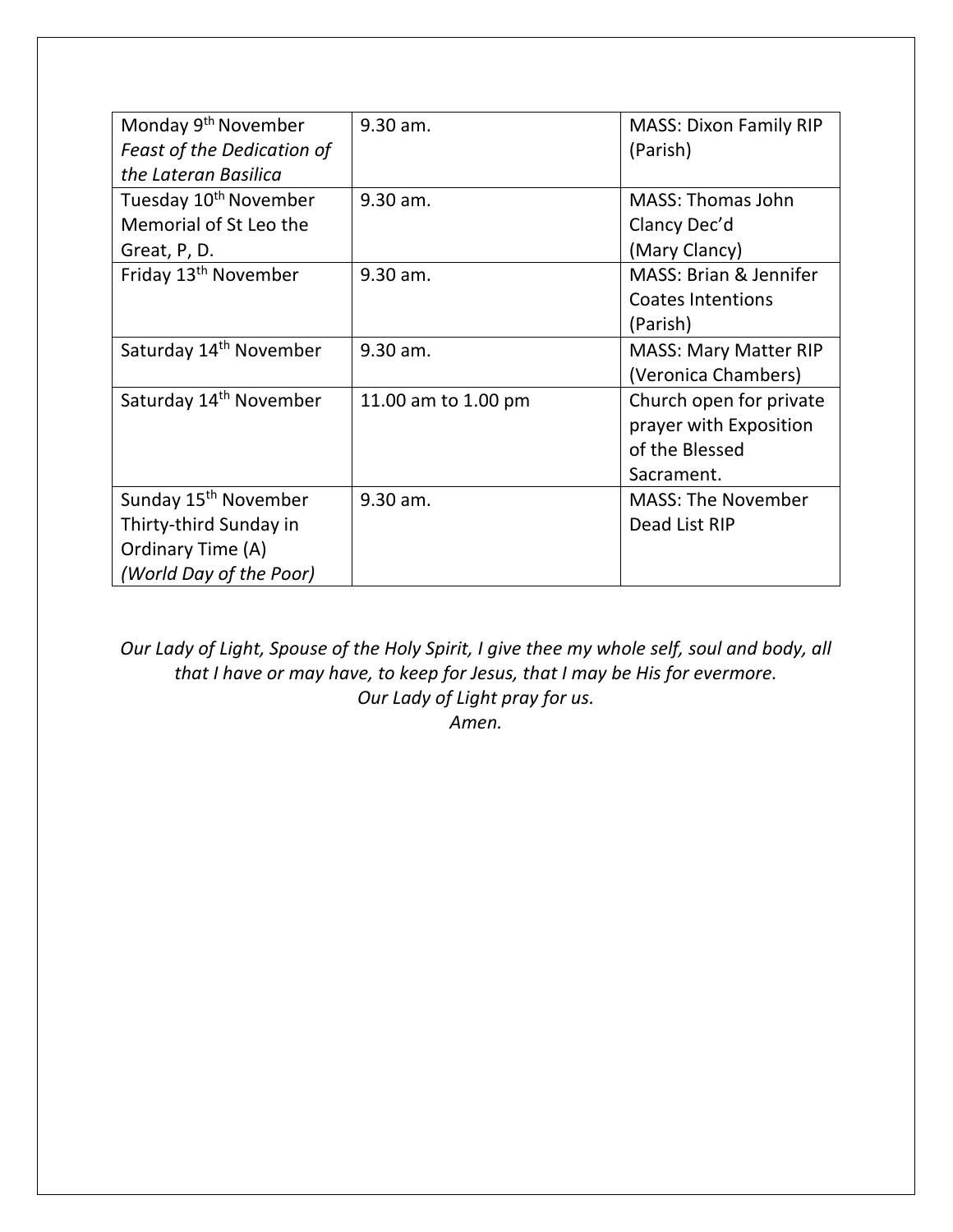| | | |
|---|---|---|
| Monday 9th November *Feast of the Dedication of the Lateran Basilica* | 9.30 am. | MASS: Dixon Family RIP (Parish) |
| Tuesday 10th November Memorial of St Leo the Great, P, D. | 9.30 am. | MASS: Thomas John Clancy Dec'd (Mary Clancy) |
| Friday 13th November | 9.30 am. | MASS: Brian & Jennifer Coates Intentions (Parish) |
| Saturday 14th November | 9.30 am. | MASS: Mary Matter RIP (Veronica Chambers) |
| Saturday 14th November | 11.00 am to 1.00 pm | Church open for private prayer with Exposition of the Blessed Sacrament. |
| Sunday 15th November Thirty-third Sunday in Ordinary Time (A) *(World Day of the Poor)* | 9.30 am. | MASS: The November Dead List RIP |

*Our Lady of Light, Spouse of the Holy Spirit, I give thee my whole self, soul and body, all that I have or may have, to keep for Jesus, that I may be His for evermore.*
*Our Lady of Light pray for us.*
*Amen.*